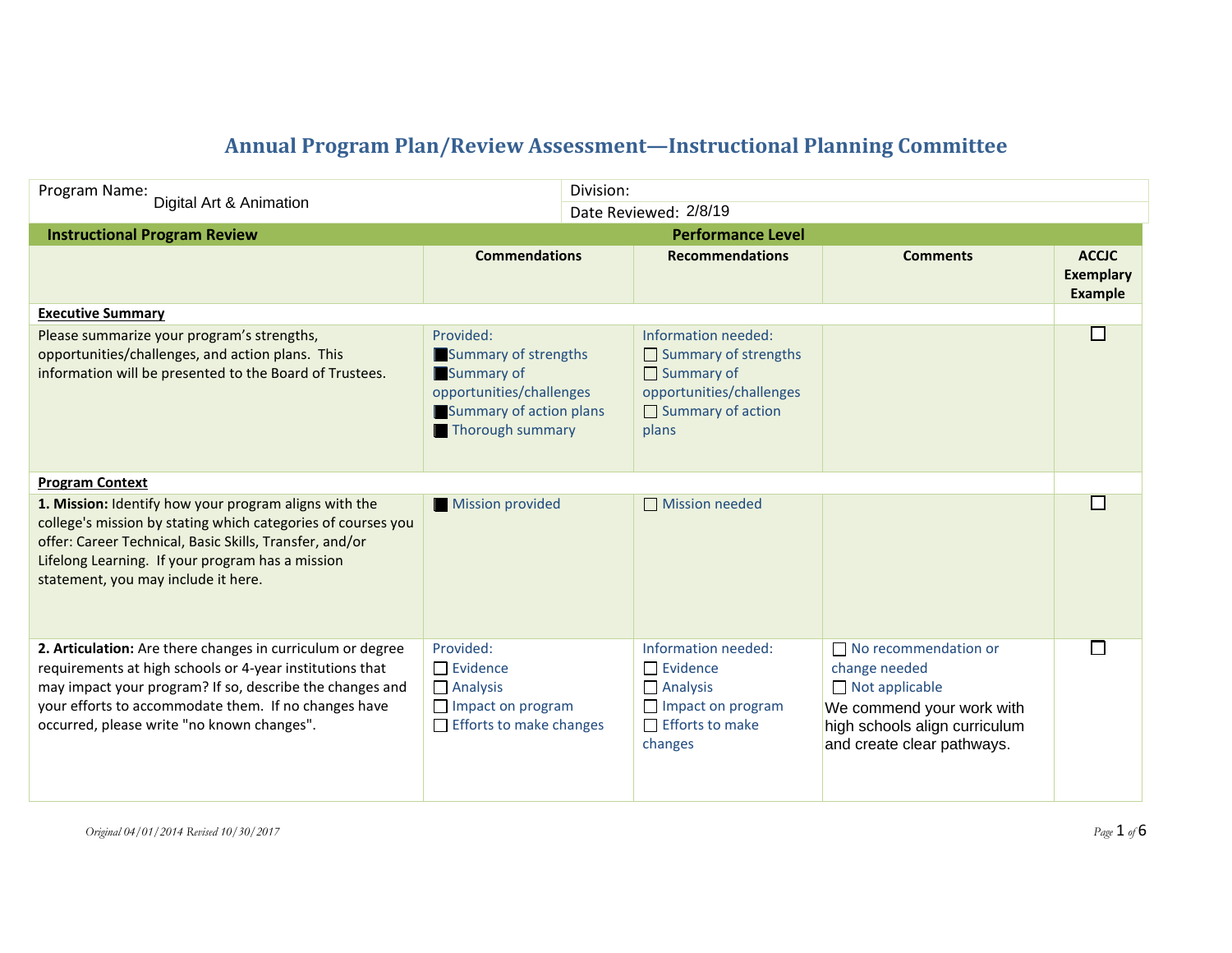# Annual Program Plan/Review Assessment—Instructional Planning Committee

| Program Name: Digital Art & Animation | Division: |
|---|---|
| | Date Reviewed: 2/8/19 |

| Instructional Program Review | Performance Level | | | |
|---|---|---|---|---|
| | **Commendations** | **Recommendations** | **Comments** | **ACCJC Exemplary Example** |
| **Executive Summary** | | | | |
| Please summarize your program's strengths, opportunities/challenges, and action plans. This information will be presented to the Board of Trustees. | Provided:<br>■ Summary of strengths<br>■ Summary of opportunities/challenges<br>■ Summary of action plans<br>■ Thorough summary | Information needed:<br>☐ Summary of strengths<br>☐ Summary of opportunities/challenges<br>☐ Summary of action plans | | ☐ |
| **Program Context** | | | | |
| **1. Mission:** Identify how your program aligns with the college's mission by stating which categories of courses you offer: Career Technical, Basic Skills, Transfer, and/or Lifelong Learning. If your program has a mission statement, you may include it here. | ■ Mission provided | ☐ Mission needed | | ☐ |
| **2. Articulation:** Are there changes in curriculum or degree requirements at high schools or 4-year institutions that may impact your program? If so, describe the changes and your efforts to accommodate them. If no changes have occurred, please write "no known changes". | Provided:<br>☐ Evidence<br>☐ Analysis<br>☐ Impact on program<br>☐ Efforts to make changes | Information needed:<br>☐ Evidence<br>☐ Analysis<br>☐ Impact on program<br>☐ Efforts to make changes | ☐ No recommendation or change needed<br>☐ Not applicable<br>We commend your work with high schools align curriculum and create clear pathways. | ☐ |

*Original 04/01/2014 Revised 10/30/2017*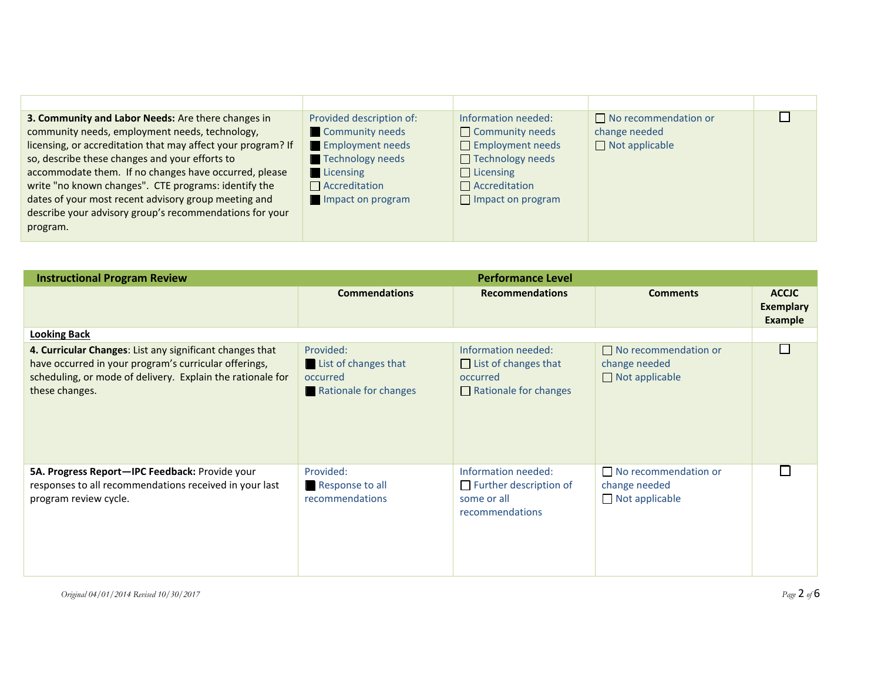| | | | | |
|---|---|---|---|---|
| **3. Community and Labor Needs:** Are there changes in community needs, employment needs, technology, licensing, or accreditation that may affect your program? If so, describe these changes and your efforts to accommodate them. If no changes have occurred, please write "no known changes". CTE programs: identify the dates of your most recent advisory group meeting and describe your advisory group's recommendations for your program. | Provided description of:<br>■ Community needs<br>■ Employment needs<br>■ Technology needs<br>■ Licensing<br>☐ Accreditation<br>■ Impact on program | Information needed:<br>☐ Community needs<br>☐ Employment needs<br>☐ Technology needs<br>☐ Licensing<br>☐ Accreditation<br>☐ Impact on program | ☐ No recommendation or change needed<br>☐ Not applicable | ☐ |

| Instructional Program Review | Performance Level | | | |
|---|---|---|---|---|
| | **Commendations** | **Recommendations** | **Comments** | **ACCJC Exemplary Example** |
| **Looking Back** | | | | |
| **4. Curricular Changes**: List any significant changes that have occurred in your program's curricular offerings, scheduling, or mode of delivery. Explain the rationale for these changes. | Provided:<br>■ List of changes that occurred<br>■ Rationale for changes | Information needed:<br>☐ List of changes that occurred<br>☐ Rationale for changes | ☐ No recommendation or change needed<br>☐ Not applicable | ☐ |
| **5A. Progress Report—IPC Feedback:** Provide your responses to all recommendations received in your last program review cycle. | Provided:<br>■ Response to all recommendations | Information needed:<br>☐ Further description of some or all recommendations | ☐ No recommendation or change needed<br>☐ Not applicable | ☐ |

*Original 04/01/2014 Revised 10/30/2017*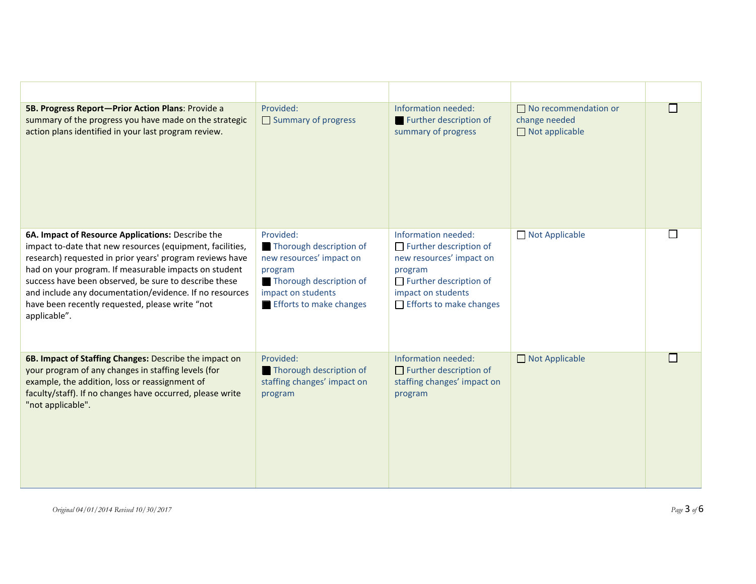| | | | | |
|---|---|---|---|---|
| **5B. Progress Report—Prior Action Plans**: Provide a summary of the progress you have made on the strategic action plans identified in your last program review. | Provided:<br>☐ Summary of progress | Information needed:<br>■ Further description of summary of progress | ☐ No recommendation or change needed<br>☐ Not applicable | ☐ |
| **6A. Impact of Resource Applications:** Describe the impact to-date that new resources (equipment, facilities, research) requested in prior years' program reviews have had on your program. If measurable impacts on student success have been observed, be sure to describe these and include any documentation/evidence. If no resources have been recently requested, please write "not applicable". | Provided:<br>■ Thorough description of new resources' impact on program<br>■ Thorough description of impact on students<br>■ Efforts to make changes | Information needed:<br>☐ Further description of new resources' impact on program<br>☐ Further description of impact on students<br>☐ Efforts to make changes | ☐ Not Applicable | ☐ |
| **6B. Impact of Staffing Changes:** Describe the impact on your program of any changes in staffing levels (for example, the addition, loss or reassignment of faculty/staff). If no changes have occurred, please write "not applicable". | Provided:<br>■ Thorough description of staffing changes' impact on program | Information needed:<br>☐ Further description of staffing changes' impact on program | ☐ Not Applicable | ☐ |

*Original 04/01/2014 Revised 10/30/2017*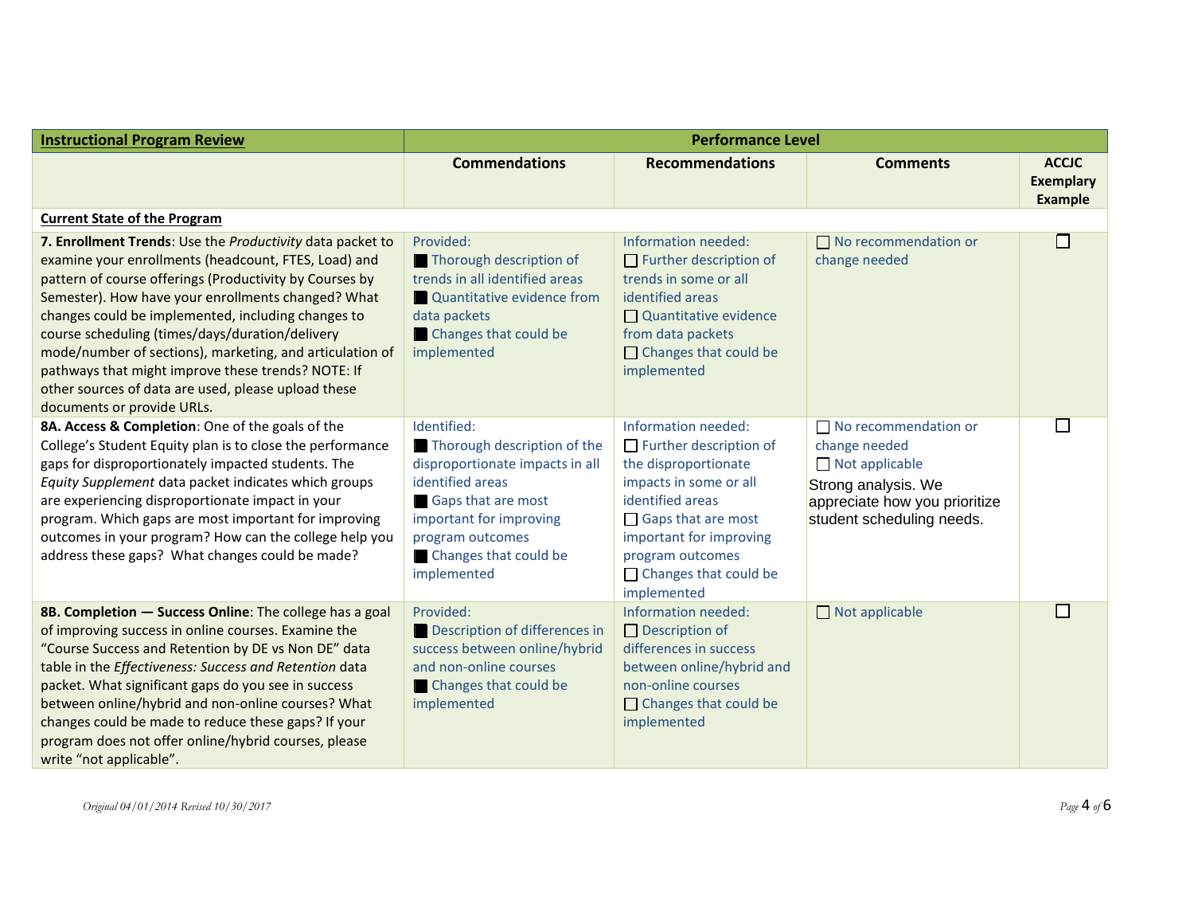| **Instructional Program Review** | **Performance Level** | | | |
|---|---|---|---|---|
| | **Commendations** | **Recommendations** | **Comments** | **ACCJC Exemplary Example** |
| **Current State of the Program** | | | | |
| **7. Enrollment Trends**: Use the *Productivity* data packet to examine your enrollments (headcount, FTES, Load) and pattern of course offerings (Productivity by Courses by Semester). How have your enrollments changed? What changes could be implemented, including changes to course scheduling (times/days/duration/delivery mode/number of sections), marketing, and articulation of pathways that might improve these trends? NOTE: If other sources of data are used, please upload these documents or provide URLs. | Provided:<br>■ Thorough description of trends in all identified areas<br>■ Quantitative evidence from data packets<br>■ Changes that could be implemented | Information needed:<br>☐ Further description of trends in some or all identified areas<br>☐ Quantitative evidence from data packets<br>☐ Changes that could be implemented | ☐ No recommendation or change needed | ☐ |
| **8A. Access & Completion**: One of the goals of the College's Student Equity plan is to close the performance gaps for disproportionately impacted students. The *Equity Supplement* data packet indicates which groups are experiencing disproportionate impact in your program. Which gaps are most important for improving outcomes in your program? How can the college help you address these gaps? What changes could be made? | Identified:<br>■ Thorough description of the disproportionate impacts in all identified areas<br>■ Gaps that are most important for improving program outcomes<br>■ Changes that could be implemented | Information needed:<br>☐ Further description of the disproportionate impacts in some or all identified areas<br>☐ Gaps that are most important for improving program outcomes<br>☐ Changes that could be implemented | ☐ No recommendation or change needed<br>☐ Not applicable<br>Strong analysis. We appreciate how you prioritize student scheduling needs. | ☐ |
| **8B. Completion — Success Online**: The college has a goal of improving success in online courses. Examine the "Course Success and Retention by DE vs Non DE" data table in the *Effectiveness: Success and Retention* data packet. What significant gaps do you see in success between online/hybrid and non-online courses? What changes could be made to reduce these gaps? If your program does not offer online/hybrid courses, please write "not applicable". | Provided:<br>■ Description of differences in success between online/hybrid and non-online courses<br>■ Changes that could be implemented | Information needed:<br>☐ Description of differences in success between online/hybrid and non-online courses<br>☐ Changes that could be implemented | ☐ Not applicable | ☐ |

*Original 04/01/2014 Revised 10/30/2017*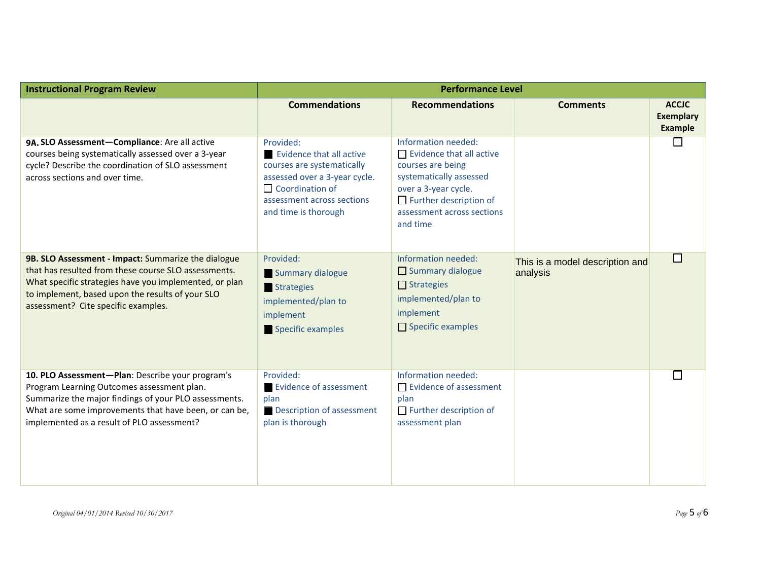| **Instructional Program Review** | **Performance Level** | | | |
|---|---|---|---|---|
| | **Commendations** | **Recommendations** | **Comments** | **ACCJC Exemplary Example** |
| **9A. SLO Assessment—Compliance**: Are all active courses being systematically assessed over a 3-year cycle? Describe the coordination of SLO assessment across sections and over time. | Provided:<br>■ Evidence that all active courses are systematically assessed over a 3-year cycle.<br>☐ Coordination of assessment across sections and time is thorough | Information needed:<br>☐ Evidence that all active courses are being systematically assessed over a 3-year cycle.<br>☐ Further description of assessment across sections and time | | ☐ |
| **9B. SLO Assessment - Impact:** Summarize the dialogue that has resulted from these course SLO assessments. What specific strategies have you implemented, or plan to implement, based upon the results of your SLO assessment? Cite specific examples. | Provided:<br>■ Summary dialogue<br>■ Strategies implemented/plan to implement<br>■ Specific examples | Information needed:<br>☐ Summary dialogue<br>☐ Strategies implemented/plan to implement<br>☐ Specific examples | This is a model description and analysis | ☐ |
| **10. PLO Assessment—Plan**: Describe your program's Program Learning Outcomes assessment plan. Summarize the major findings of your PLO assessments. What are some improvements that have been, or can be, implemented as a result of PLO assessment? | Provided:<br>■ Evidence of assessment plan<br>■ Description of assessment plan is thorough | Information needed:<br>☐ Evidence of assessment plan<br>☐ Further description of assessment plan | | ☐ |

*Original 04/01/2014 Revised 10/30/2017*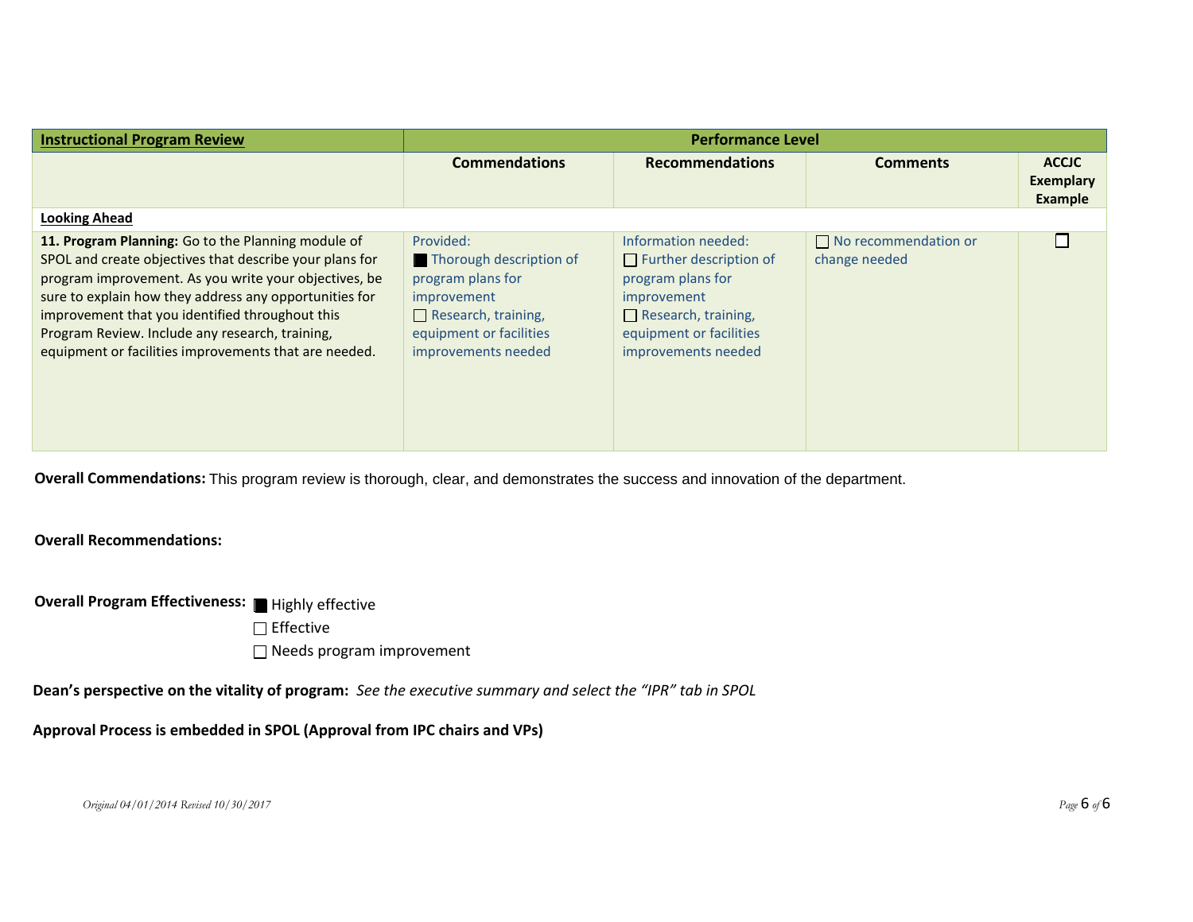| Instructional Program Review | Performance Level | | | |
|---|---|---|---|---|
| | **Commendations** | **Recommendations** | **Comments** | **ACCJC Exemplary Example** |
| **Looking Ahead** | | | | |
| **11. Program Planning:** Go to the Planning module of SPOL and create objectives that describe your plans for program improvement. As you write your objectives, be sure to explain how they address any opportunities for improvement that you identified throughout this Program Review. Include any research, training, equipment or facilities improvements that are needed. | Provided:<br>■ Thorough description of program plans for improvement<br>☐ Research, training, equipment or facilities improvements needed | Information needed:<br>☐ Further description of program plans for improvement<br>☐ Research, training, equipment or facilities improvements needed | ☐ No recommendation or change needed | ☐ |

**Overall Commendations:** This program review is thorough, clear, and demonstrates the success and innovation of the department.

**Overall Recommendations:**

**Overall Program Effectiveness:**
- ■ Highly effective
- ☐ Effective
- ☐ Needs program improvement

**Dean's perspective on the vitality of program:** *See the executive summary and select the "IPR" tab in SPOL*

**Approval Process is embedded in SPOL (Approval from IPC chairs and VPs)**

*Original 04/01/2014 Revised 10/30/2017*